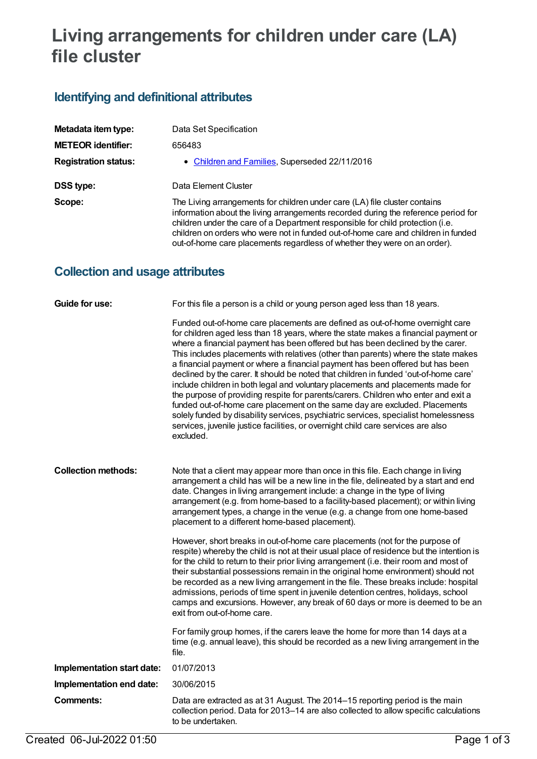# Living arrangements for children under care (LA) file cluster

## Identifying and definitional attributes

| | |
|---|---|
| **Metadata item type:** | Data Set Specification |
| **METEOR identifier:** | 656483 |
| **Registration status:** | • Children and Families, Superseded 22/11/2016 |
| **DSS type:** | Data Element Cluster |
| **Scope:** | The Living arrangements for children under care (LA) file cluster contains information about the living arrangements recorded during the reference period for children under the care of a Department responsible for child protection (i.e. children on orders who were not in funded out-of-home care and children in funded out-of-home care placements regardless of whether they were on an order). |

## Collection and usage attributes

**Guide for use:**

For this file a person is a child or young person aged less than 18 years.

Funded out-of-home care placements are defined as out-of-home overnight care for children aged less than 18 years, where the state makes a financial payment or where a financial payment has been offered but has been declined by the carer. This includes placements with relatives (other than parents) where the state makes a financial payment or where a financial payment has been offered but has been declined by the carer. It should be noted that children in funded 'out-of-home care' include children in both legal and voluntary placements and placements made for the purpose of providing respite for parents/carers. Children who enter and exit a funded out-of-home care placement on the same day are excluded. Placements solely funded by disability services, psychiatric services, specialist homelessness services, juvenile justice facilities, or overnight child care services are also excluded.

**Collection methods:**

Note that a client may appear more than once in this file. Each change in living arrangement a child has will be a new line in the file, delineated by a start and end date. Changes in living arrangement include: a change in the type of living arrangement (e.g. from home-based to a facility-based placement); or within living arrangement types, a change in the venue (e.g. a change from one home-based placement to a different home-based placement).

However, short breaks in out-of-home care placements (not for the purpose of respite) whereby the child is not at their usual place of residence but the intention is for the child to return to their prior living arrangement (i.e. their room and most of their substantial possessions remain in the original home environment) should not be recorded as a new living arrangement in the file. These breaks include: hospital admissions, periods of time spent in juvenile detention centres, holidays, school camps and excursions. However, any break of 60 days or more is deemed to be an exit from out-of-home care.

For family group homes, if the carers leave the home for more than 14 days at a time (e.g. annual leave), this should be recorded as a new living arrangement in the file.

**Implementation start date:** 01/07/2013

**Implementation end date:** 30/06/2015

**Comments:**

Data are extracted as at 31 August. The 2014–15 reporting period is the main collection period. Data for 2013–14 are also collected to allow specific calculations to be undertaken.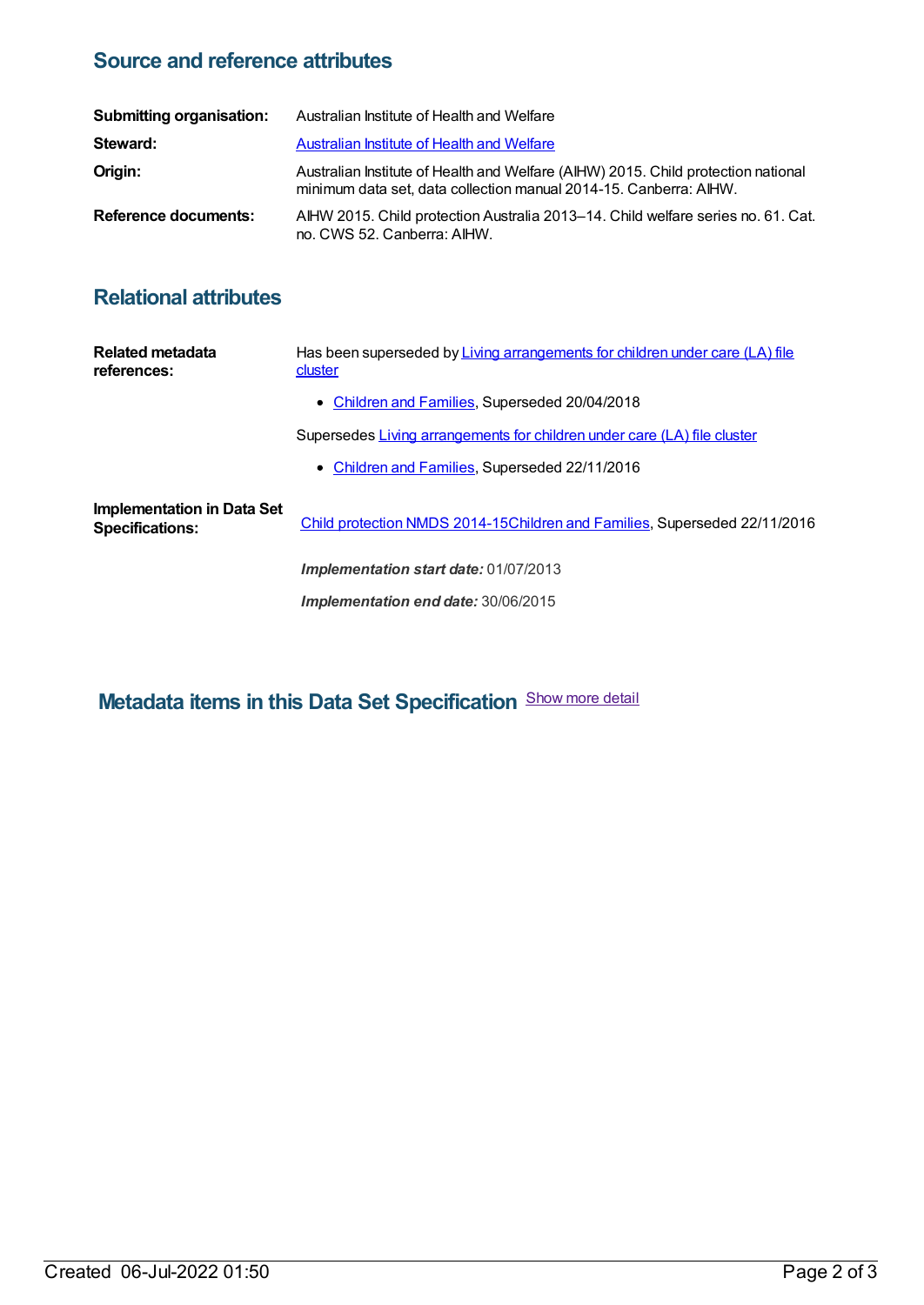## Source and reference attributes

**Submitting organisation:** Australian Institute of Health and Welfare

**Steward:** Australian Institute of Health and Welfare

**Origin:** Australian Institute of Health and Welfare (AIHW) 2015. Child protection national minimum data set, data collection manual 2014-15. Canberra: AIHW.

**Reference documents:** AIHW 2015. Child protection Australia 2013–14. Child welfare series no. 61. Cat. no. CWS 52. Canberra: AIHW.

## Relational attributes

**Related metadata references:**

Has been superseded by Living arrangements for children under care (LA) file cluster

- Children and Families, Superseded 20/04/2018

Supersedes Living arrangements for children under care (LA) file cluster

- Children and Families, Superseded 22/11/2016

**Implementation in Data Set Specifications:**

Child protection NMDS 2014-15Children and Families, Superseded 22/11/2016

***Implementation start date:*** 01/07/2013

***Implementation end date:*** 30/06/2015

## Metadata items in this Data Set Specification

Show more detail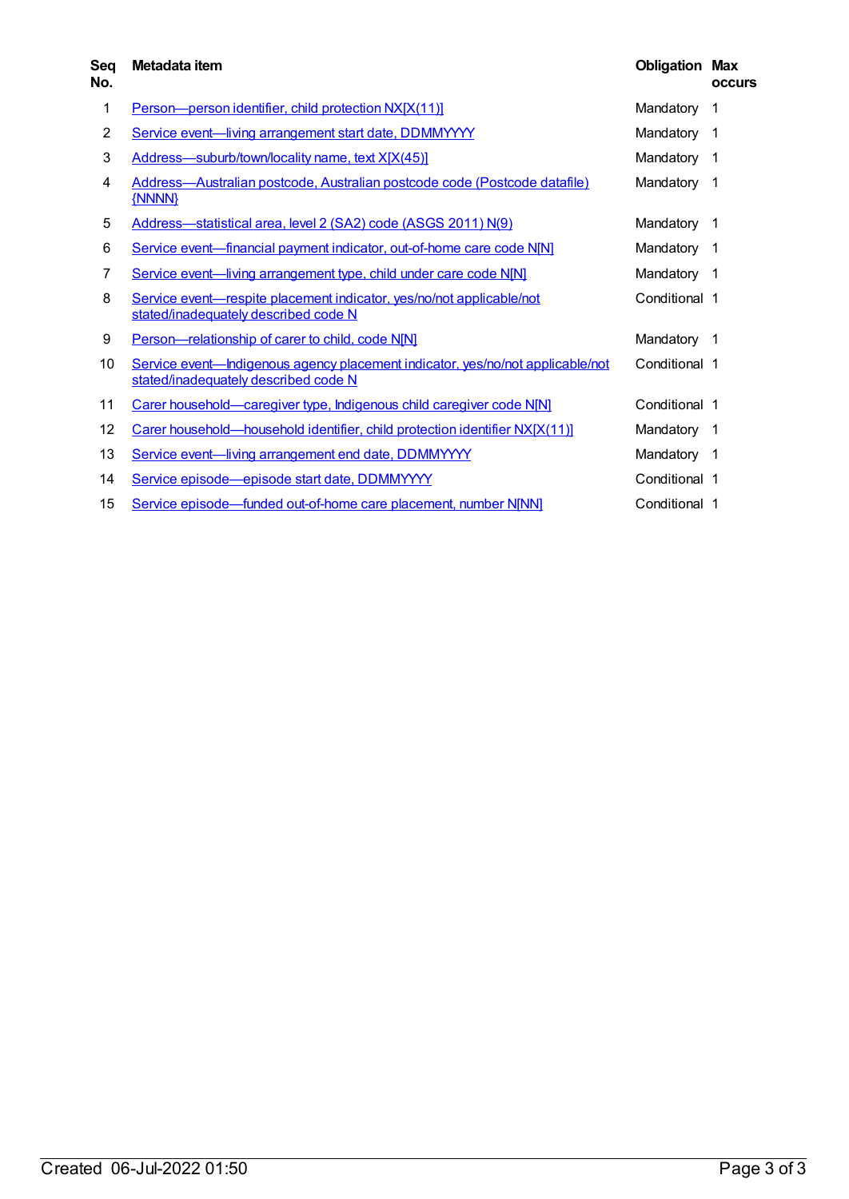| Seq No. | Metadata item | Obligation | Max occurs |
|---|---|---|---|
| 1 | Person—person identifier, child protection NX[X(11)] | Mandatory | 1 |
| 2 | Service event—living arrangement start date, DDMMYYYY | Mandatory | 1 |
| 3 | Address—suburb/town/locality name, text X[X(45)] | Mandatory | 1 |
| 4 | Address—Australian postcode, Australian postcode code (Postcode datafile) {NNNN} | Mandatory | 1 |
| 5 | Address—statistical area, level 2 (SA2) code (ASGS 2011) N(9) | Mandatory | 1 |
| 6 | Service event—financial payment indicator, out-of-home care code N[N] | Mandatory | 1 |
| 7 | Service event—living arrangement type, child under care code N[N] | Mandatory | 1 |
| 8 | Service event—respite placement indicator, yes/no/not applicable/not stated/inadequately described code N | Conditional | 1 |
| 9 | Person—relationship of carer to child, code N[N] | Mandatory | 1 |
| 10 | Service event—Indigenous agency placement indicator, yes/no/not applicable/not stated/inadequately described code N | Conditional | 1 |
| 11 | Carer household—caregiver type, Indigenous child caregiver code N[N] | Conditional | 1 |
| 12 | Carer household—household identifier, child protection identifier NX[X(11)] | Mandatory | 1 |
| 13 | Service event—living arrangement end date, DDMMYYYY | Mandatory | 1 |
| 14 | Service episode—episode start date, DDMMYYYY | Conditional | 1 |
| 15 | Service episode—funded out-of-home care placement, number N[NN] | Conditional | 1 |